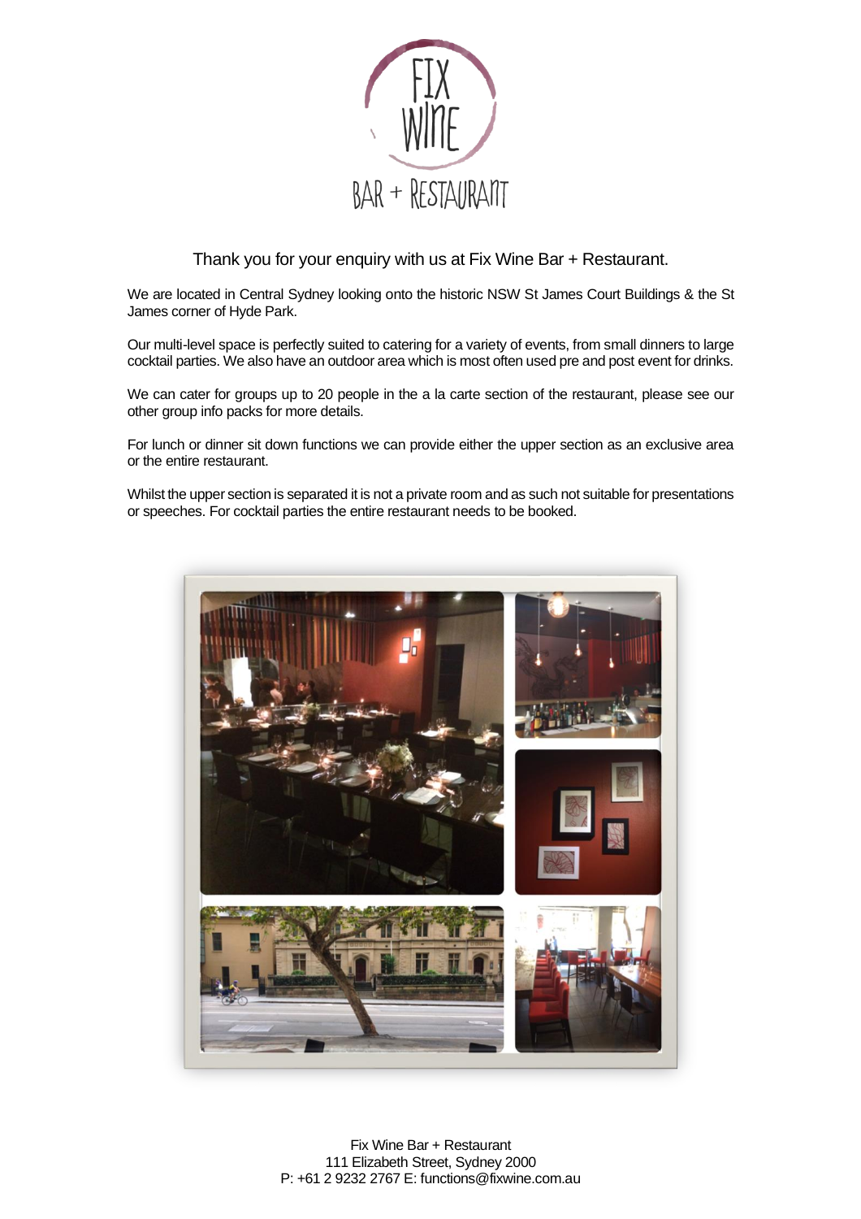# FIX WINE

BAR + RESTAURANT

Thank you for your enquiry with us at Fix Wine Bar + Restaurant.

We are located in Central Sydney looking onto the historic NSW St James Court Buildings & the St James corner of Hyde Park.

Our multi-level space is perfectly suited to catering for a variety of events, from small dinners to large cocktail parties. We also have an outdoor area which is most often used pre and post event for drinks.

We can cater for groups up to 20 people in the a la carte section of the restaurant, please see our other group info packs for more details.

For lunch or dinner sit down functions we can provide either the upper section as an exclusive area or the entire restaurant.

Whilst the upper section is separated it is not a private room and as such not suitable for presentations or speeches. For cocktail parties the entire restaurant needs to be booked.

Fix Wine Bar + Restaurant
111 Elizabeth Street, Sydney 2000
P: +61 2 9232 2767 E: functions@fixwine.com.au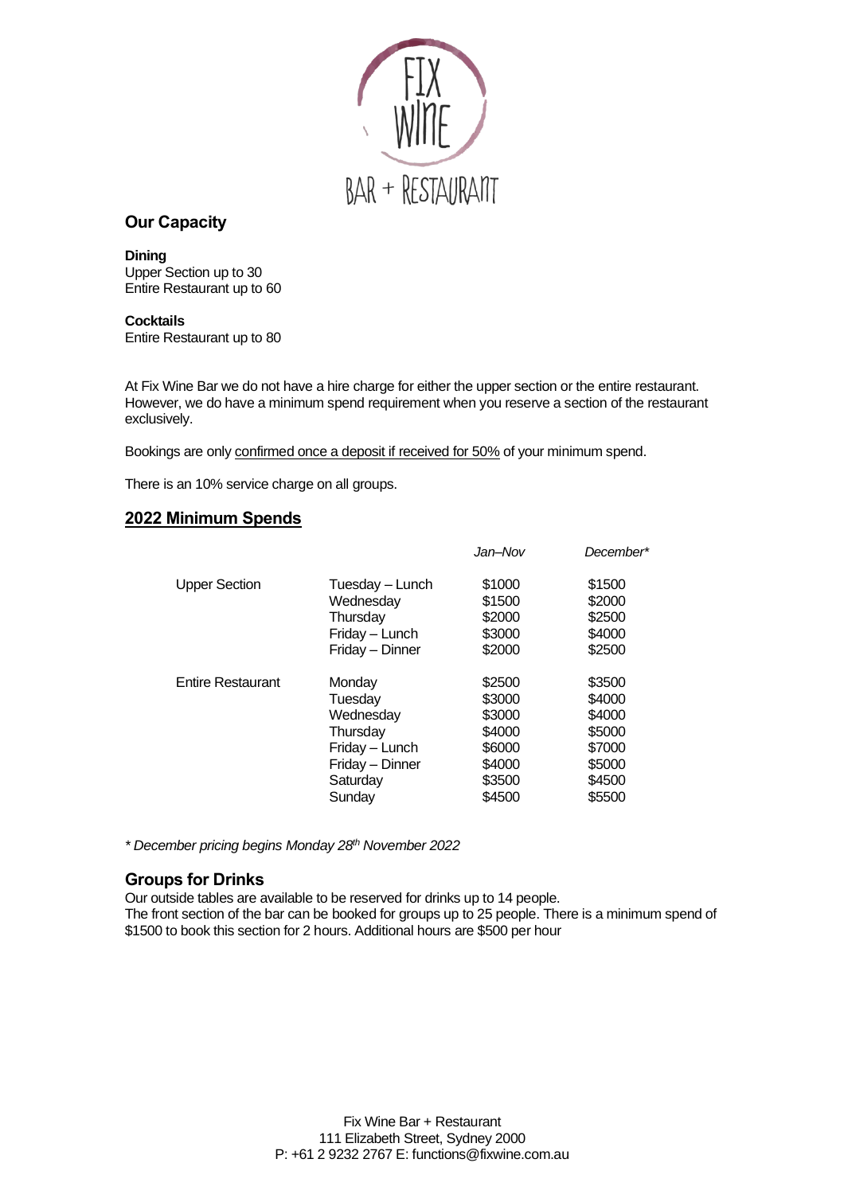FIX WINE

BAR + RESTAURANT

## Our Capacity

**Dining**
Upper Section up to 30
Entire Restaurant up to 60

**Cocktails**
Entire Restaurant up to 80

At Fix Wine Bar we do not have a hire charge for either the upper section or the entire restaurant. However, we do have a minimum spend requirement when you reserve a section of the restaurant exclusively.

Bookings are only confirmed once a deposit if received for 50% of your minimum spend.

There is an 10% service charge on all groups.

## 2022 Minimum Spends

| | | *Jan–Nov* | *December** |
|---|---|---|---|
| Upper Section | Tuesday – Lunch | $1000 | $1500 |
| | Wednesday | $1500 | $2000 |
| | Thursday | $2000 | $2500 |
| | Friday – Lunch | $3000 | $4000 |
| | Friday – Dinner | $2000 | $2500 |
| Entire Restaurant | Monday | $2500 | $3500 |
| | Tuesday | $3000 | $4000 |
| | Wednesday | $3000 | $4000 |
| | Thursday | $4000 | $5000 |
| | Friday – Lunch | $6000 | $7000 |
| | Friday – Dinner | $4000 | $5000 |
| | Saturday | $3500 | $4500 |
| | Sunday | $4500 | $5500 |

*\* December pricing begins Monday 28th November 2022*

## Groups for Drinks

Our outside tables are available to be reserved for drinks up to 14 people.
The front section of the bar can be booked for groups up to 25 people. There is a minimum spend of $1500 to book this section for 2 hours. Additional hours are $500 per hour

Fix Wine Bar + Restaurant
111 Elizabeth Street, Sydney 2000
P: +61 2 9232 2767 E: functions@fixwine.com.au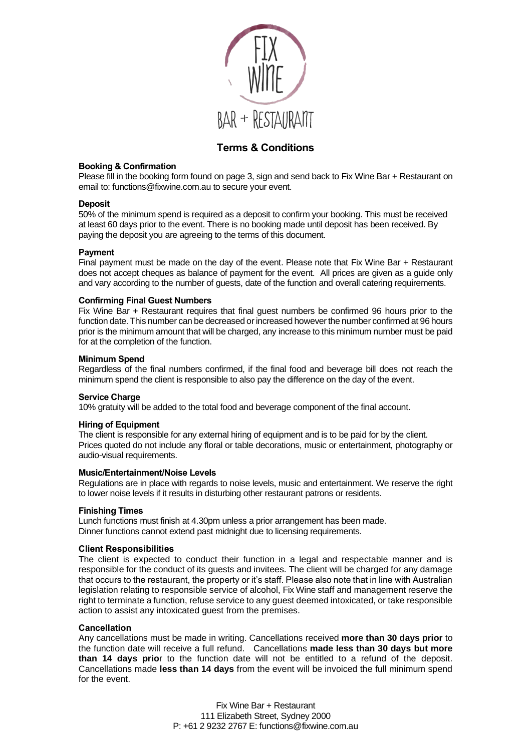FIX WINE

BAR + RESTAURANT

# Terms & Conditions

### Booking & Confirmation

Please fill in the booking form found on page 3, sign and send back to Fix Wine Bar + Restaurant on email to: functions@fixwine.com.au to secure your event.

### Deposit

50% of the minimum spend is required as a deposit to confirm your booking. This must be received at least 60 days prior to the event. There is no booking made until deposit has been received. By paying the deposit you are agreeing to the terms of this document.

### Payment

Final payment must be made on the day of the event. Please note that Fix Wine Bar + Restaurant does not accept cheques as balance of payment for the event. All prices are given as a guide only and vary according to the number of guests, date of the function and overall catering requirements.

### Confirming Final Guest Numbers

Fix Wine Bar + Restaurant requires that final guest numbers be confirmed 96 hours prior to the function date. This number can be decreased or increased however the number confirmed at 96 hours prior is the minimum amount that will be charged, any increase to this minimum number must be paid for at the completion of the function.

### Minimum Spend

Regardless of the final numbers confirmed, if the final food and beverage bill does not reach the minimum spend the client is responsible to also pay the difference on the day of the event.

### Service Charge

10% gratuity will be added to the total food and beverage component of the final account.

### Hiring of Equipment

The client is responsible for any external hiring of equipment and is to be paid for by the client. Prices quoted do not include any floral or table decorations, music or entertainment, photography or audio-visual requirements.

### Music/Entertainment/Noise Levels

Regulations are in place with regards to noise levels, music and entertainment. We reserve the right to lower noise levels if it results in disturbing other restaurant patrons or residents.

### Finishing Times

Lunch functions must finish at 4.30pm unless a prior arrangement has been made.
Dinner functions cannot extend past midnight due to licensing requirements.

### Client Responsibilities

The client is expected to conduct their function in a legal and respectable manner and is responsible for the conduct of its guests and invitees. The client will be charged for any damage that occurs to the restaurant, the property or it's staff. Please also note that in line with Australian legislation relating to responsible service of alcohol, Fix Wine staff and management reserve the right to terminate a function, refuse service to any guest deemed intoxicated, or take responsible action to assist any intoxicated guest from the premises.

### Cancellation

Any cancellations must be made in writing. Cancellations received **more than 30 days prior** to the function date will receive a full refund. Cancellations **made less than 30 days but more than 14 days prio**r to the function date will not be entitled to a refund of the deposit. Cancellations made **less than 14 days** from the event will be invoiced the full minimum spend for the event.

Fix Wine Bar + Restaurant
111 Elizabeth Street, Sydney 2000
P: +61 2 9232 2767 E: functions@fixwine.com.au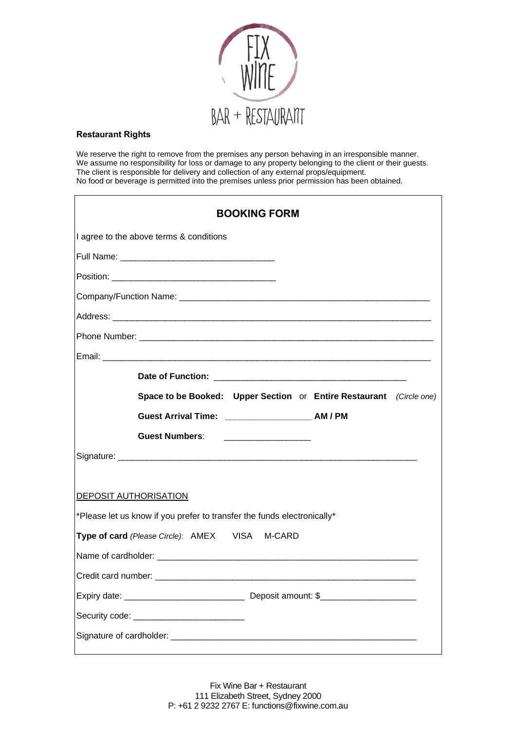FIX WINE

BAR + RESTAURANT

**Restaurant Rights**

We reserve the right to remove from the premises any person behaving in an irresponsible manner.
We assume no responsibility for loss or damage to any property belonging to the client or their guests.
The client is responsible for delivery and collection of any external props/equipment.
No food or beverage is permitted into the premises unless prior permission has been obtained.

## BOOKING FORM

I agree to the above terms & conditions

Full Name: _______________________________

Position: _________________________________

Company/Function Name: ___________________________________________________

Address: _________________________________________________________________

Phone Number: ____________________________________________________________

Email: ___________________________________________________________________

**Date of Function:** ________________________________________

**Space to be Booked:** **Upper Section** or **Entire Restaurant** *(Circle one)*

**Guest Arrival Time:** __________________ **AM / PM**

**Guest Numbers**: __________________

Signature: ______________________________________________________________

DEPOSIT AUTHORISATION

*Please let us know if you prefer to transfer the funds electronically*

**Type of card** *(Please Circle)*: AMEX VISA M-CARD

Name of cardholder: _____________________________________________________

Credit card number: _____________________________________________________

Expiry date: ________________________ Deposit amount: $___________________

Security code: ______________________

Signature of cardholder: __________________________________________________

Fix Wine Bar + Restaurant
111 Elizabeth Street, Sydney 2000
P: +61 2 9232 2767 E: functions@fixwine.com.au